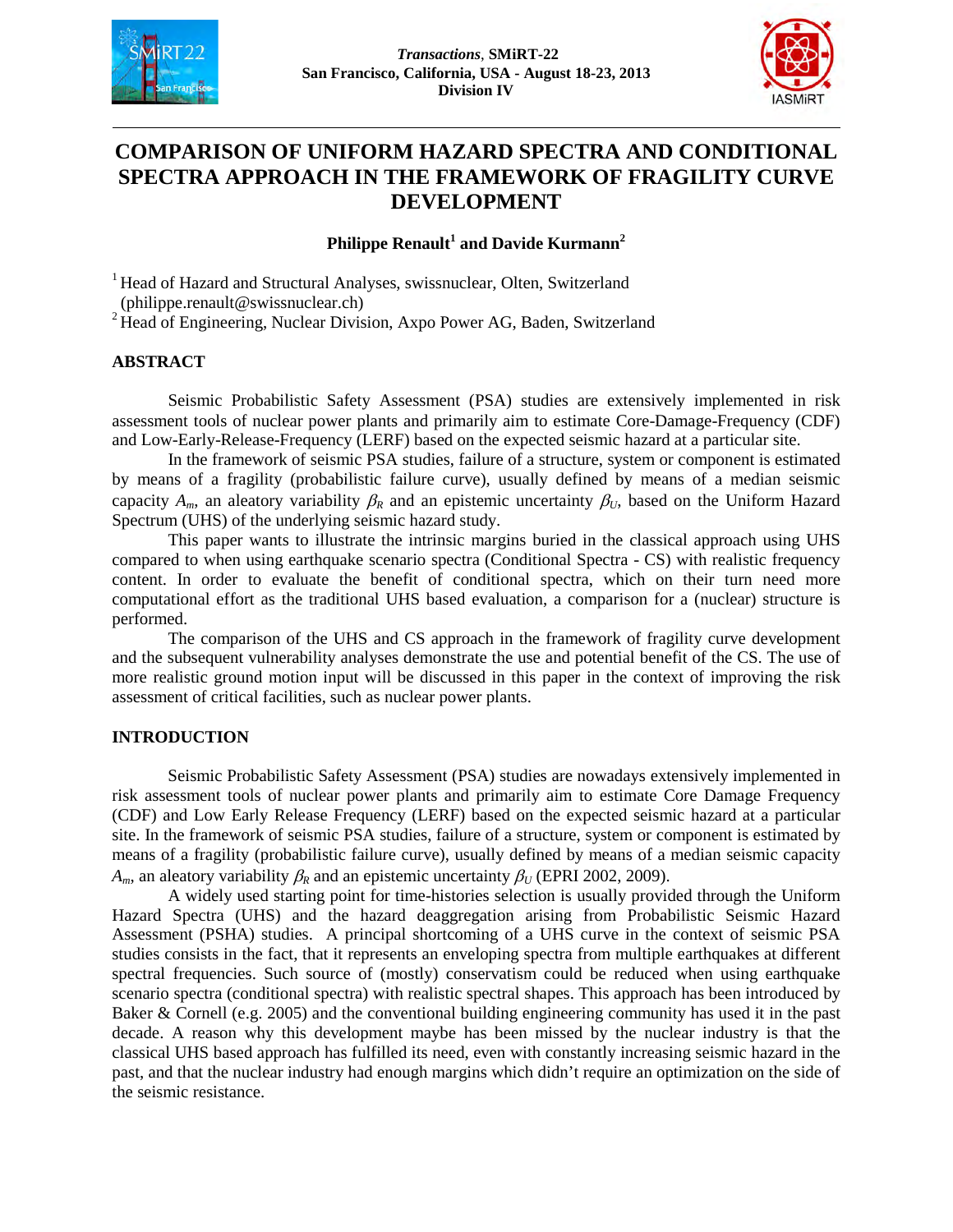# COMPARISON OF UNIFORM HAZARD SPECTRA AND CONDITIONAL SPECTRA APPROACH IN THE FRAMEWORK OF FRAGILITY CURVE DEVELOPMENT

**Philippe Renault[1] and Davide Kurmann[2]**

[1] Head of Hazard and Structural Analyses, swissnuclear, Olten, Switzerland (philippe.renault@swissnuclear.ch)
[2] Head of Engineering, Nuclear Division, Axpo Power AG, Baden, Switzerland

## ABSTRACT

Seismic Probabilistic Safety Assessment (PSA) studies are extensively implemented in risk assessment tools of nuclear power plants and primarily aim to estimate Core-Damage-Frequency (CDF) and Low-Early-Release-Frequency (LERF) based on the expected seismic hazard at a particular site.

In the framework of seismic PSA studies, failure of a structure, system or component is estimated by means of a fragility (probabilistic failure curve), usually defined by means of a median seismic capacity $A_m$, an aleatory variability $\beta_R$ and an epistemic uncertainty $\beta_U$, based on the Uniform Hazard Spectrum (UHS) of the underlying seismic hazard study.

This paper wants to illustrate the intrinsic margins buried in the classical approach using UHS compared to when using earthquake scenario spectra (Conditional Spectra - CS) with realistic frequency content. In order to evaluate the benefit of conditional spectra, which on their turn need more computational effort as the traditional UHS based evaluation, a comparison for a (nuclear) structure is performed.

The comparison of the UHS and CS approach in the framework of fragility curve development and the subsequent vulnerability analyses demonstrate the use and potential benefit of the CS. The use of more realistic ground motion input will be discussed in this paper in the context of improving the risk assessment of critical facilities, such as nuclear power plants.

## INTRODUCTION

Seismic Probabilistic Safety Assessment (PSA) studies are nowadays extensively implemented in risk assessment tools of nuclear power plants and primarily aim to estimate Core Damage Frequency (CDF) and Low Early Release Frequency (LERF) based on the expected seismic hazard at a particular site. In the framework of seismic PSA studies, failure of a structure, system or component is estimated by means of a fragility (probabilistic failure curve), usually defined by means of a median seismic capacity $A_m$, an aleatory variability $\beta_R$ and an epistemic uncertainty $\beta_U$ (EPRI 2002, 2009).

A widely used starting point for time-histories selection is usually provided through the Uniform Hazard Spectra (UHS) and the hazard deaggregation arising from Probabilistic Seismic Hazard Assessment (PSHA) studies. A principal shortcoming of a UHS curve in the context of seismic PSA studies consists in the fact, that it represents an enveloping spectra from multiple earthquakes at different spectral frequencies. Such source of (mostly) conservatism could be reduced when using earthquake scenario spectra (conditional spectra) with realistic spectral shapes. This approach has been introduced by Baker & Cornell (e.g. 2005) and the conventional building engineering community has used it in the past decade. A reason why this development maybe has been missed by the nuclear industry is that the classical UHS based approach has fulfilled its need, even with constantly increasing seismic hazard in the past, and that the nuclear industry had enough margins which didn't require an optimization on the side of the seismic resistance.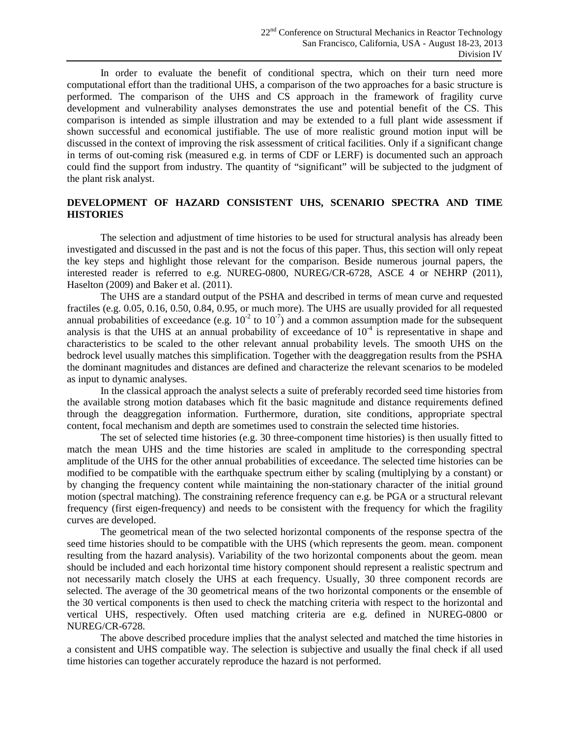In order to evaluate the benefit of conditional spectra, which on their turn need more computational effort than the traditional UHS, a comparison of the two approaches for a basic structure is performed. The comparison of the UHS and CS approach in the framework of fragility curve development and vulnerability analyses demonstrates the use and potential benefit of the CS. This comparison is intended as simple illustration and may be extended to a full plant wide assessment if shown successful and economical justifiable. The use of more realistic ground motion input will be discussed in the context of improving the risk assessment of critical facilities. Only if a significant change in terms of out-coming risk (measured e.g. in terms of CDF or LERF) is documented such an approach could find the support from industry. The quantity of "significant" will be subjected to the judgment of the plant risk analyst.

## DEVELOPMENT OF HAZARD CONSISTENT UHS, SCENARIO SPECTRA AND TIME HISTORIES

The selection and adjustment of time histories to be used for structural analysis has already been investigated and discussed in the past and is not the focus of this paper. Thus, this section will only repeat the key steps and highlight those relevant for the comparison. Beside numerous journal papers, the interested reader is referred to e.g. NUREG-0800, NUREG/CR-6728, ASCE 4 or NEHRP (2011), Haselton (2009) and Baker et al. (2011).

The UHS are a standard output of the PSHA and described in terms of mean curve and requested fractiles (e.g. 0.05, 0.16, 0.50, 0.84, 0.95, or much more). The UHS are usually provided for all requested annual probabilities of exceedance (e.g. $10^{-2}$ to $10^{-7}$) and a common assumption made for the subsequent analysis is that the UHS at an annual probability of exceedance of $10^{-4}$ is representative in shape and characteristics to be scaled to the other relevant annual probability levels. The smooth UHS on the bedrock level usually matches this simplification. Together with the deaggregation results from the PSHA the dominant magnitudes and distances are defined and characterize the relevant scenarios to be modeled as input to dynamic analyses.

In the classical approach the analyst selects a suite of preferably recorded seed time histories from the available strong motion databases which fit the basic magnitude and distance requirements defined through the deaggregation information. Furthermore, duration, site conditions, appropriate spectral content, focal mechanism and depth are sometimes used to constrain the selected time histories.

The set of selected time histories (e.g. 30 three-component time histories) is then usually fitted to match the mean UHS and the time histories are scaled in amplitude to the corresponding spectral amplitude of the UHS for the other annual probabilities of exceedance. The selected time histories can be modified to be compatible with the earthquake spectrum either by scaling (multiplying by a constant) or by changing the frequency content while maintaining the non-stationary character of the initial ground motion (spectral matching). The constraining reference frequency can e.g. be PGA or a structural relevant frequency (first eigen-frequency) and needs to be consistent with the frequency for which the fragility curves are developed.

The geometrical mean of the two selected horizontal components of the response spectra of the seed time histories should to be compatible with the UHS (which represents the geom. mean. component resulting from the hazard analysis). Variability of the two horizontal components about the geom. mean should be included and each horizontal time history component should represent a realistic spectrum and not necessarily match closely the UHS at each frequency. Usually, 30 three component records are selected. The average of the 30 geometrical means of the two horizontal components or the ensemble of the 30 vertical components is then used to check the matching criteria with respect to the horizontal and vertical UHS, respectively. Often used matching criteria are e.g. defined in NUREG-0800 or NUREG/CR-6728.

The above described procedure implies that the analyst selected and matched the time histories in a consistent and UHS compatible way. The selection is subjective and usually the final check if all used time histories can together accurately reproduce the hazard is not performed.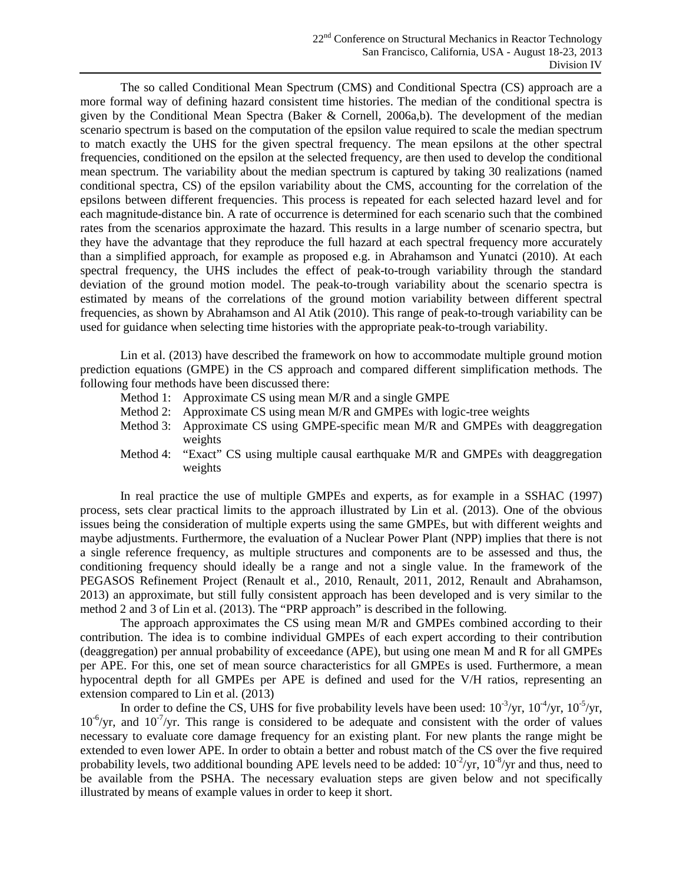The so called Conditional Mean Spectrum (CMS) and Conditional Spectra (CS) approach are a more formal way of defining hazard consistent time histories. The median of the conditional spectra is given by the Conditional Mean Spectra (Baker & Cornell, 2006a,b). The development of the median scenario spectrum is based on the computation of the epsilon value required to scale the median spectrum to match exactly the UHS for the given spectral frequency. The mean epsilons at the other spectral frequencies, conditioned on the epsilon at the selected frequency, are then used to develop the conditional mean spectrum. The variability about the median spectrum is captured by taking 30 realizations (named conditional spectra, CS) of the epsilon variability about the CMS, accounting for the correlation of the epsilons between different frequencies. This process is repeated for each selected hazard level and for each magnitude-distance bin. A rate of occurrence is determined for each scenario such that the combined rates from the scenarios approximate the hazard. This results in a large number of scenario spectra, but they have the advantage that they reproduce the full hazard at each spectral frequency more accurately than a simplified approach, for example as proposed e.g. in Abrahamson and Yunatci (2010). At each spectral frequency, the UHS includes the effect of peak-to-trough variability through the standard deviation of the ground motion model. The peak-to-trough variability about the scenario spectra is estimated by means of the correlations of the ground motion variability between different spectral frequencies, as shown by Abrahamson and Al Atik (2010). This range of peak-to-trough variability can be used for guidance when selecting time histories with the appropriate peak-to-trough variability.

Lin et al. (2013) have described the framework on how to accommodate multiple ground motion prediction equations (GMPE) in the CS approach and compared different simplification methods. The following four methods have been discussed there:

- Method 1: Approximate CS using mean M/R and a single GMPE
- Method 2: Approximate CS using mean M/R and GMPEs with logic-tree weights
- Method 3: Approximate CS using GMPE-specific mean M/R and GMPEs with deaggregation weights
- Method 4: "Exact" CS using multiple causal earthquake M/R and GMPEs with deaggregation weights

In real practice the use of multiple GMPEs and experts, as for example in a SSHAC (1997) process, sets clear practical limits to the approach illustrated by Lin et al. (2013). One of the obvious issues being the consideration of multiple experts using the same GMPEs, but with different weights and maybe adjustments. Furthermore, the evaluation of a Nuclear Power Plant (NPP) implies that there is not a single reference frequency, as multiple structures and components are to be assessed and thus, the conditioning frequency should ideally be a range and not a single value. In the framework of the PEGASOS Refinement Project (Renault et al., 2010, Renault, 2011, 2012, Renault and Abrahamson, 2013) an approximate, but still fully consistent approach has been developed and is very similar to the method 2 and 3 of Lin et al. (2013). The "PRP approach" is described in the following.

The approach approximates the CS using mean M/R and GMPEs combined according to their contribution. The idea is to combine individual GMPEs of each expert according to their contribution (deaggregation) per annual probability of exceedance (APE), but using one mean M and R for all GMPEs per APE. For this, one set of mean source characteristics for all GMPEs is used. Furthermore, a mean hypocentral depth for all GMPEs per APE is defined and used for the V/H ratios, representing an extension compared to Lin et al. (2013)

In order to define the CS, UHS for five probability levels have been used: $10^{-3}$/yr, $10^{-4}$/yr, $10^{-5}$/yr, $10^{-6}$/yr, and $10^{-7}$/yr. This range is considered to be adequate and consistent with the order of values necessary to evaluate core damage frequency for an existing plant. For new plants the range might be extended to even lower APE. In order to obtain a better and robust match of the CS over the five required probability levels, two additional bounding APE levels need to be added: $10^{-2}$/yr, $10^{-8}$/yr and thus, need to be available from the PSHA. The necessary evaluation steps are given below and not specifically illustrated by means of example values in order to keep it short.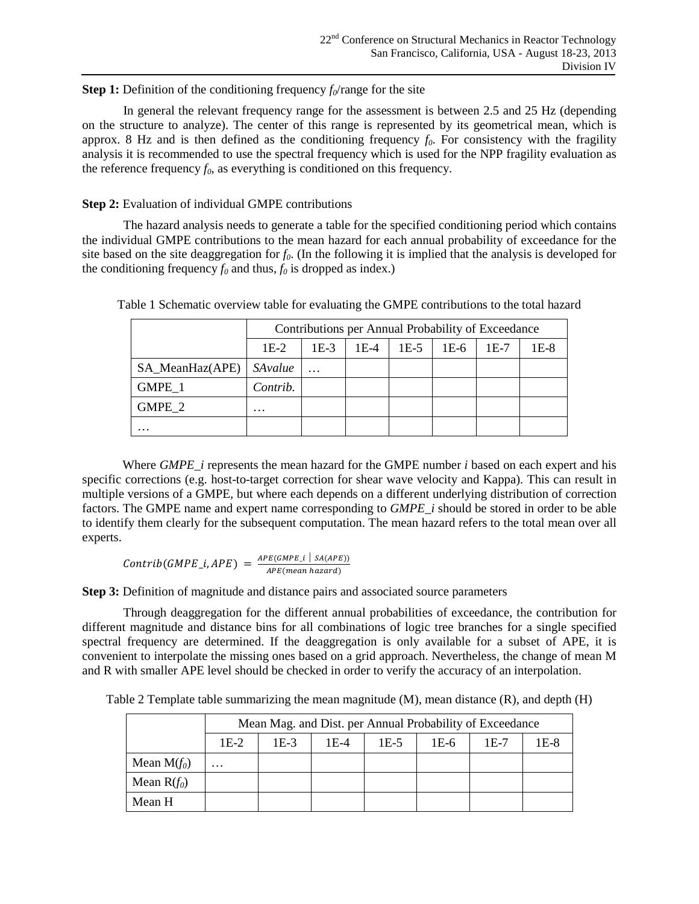**Step 1:** Definition of the conditioning frequency $f_0$/range for the site

In general the relevant frequency range for the assessment is between 2.5 and 25 Hz (depending on the structure to analyze). The center of this range is represented by its geometrical mean, which is approx. 8 Hz and is then defined as the conditioning frequency $f_0$. For consistency with the fragility analysis it is recommended to use the spectral frequency which is used for the NPP fragility evaluation as the reference frequency $f_0$, as everything is conditioned on this frequency.

**Step 2:** Evaluation of individual GMPE contributions

The hazard analysis needs to generate a table for the specified conditioning period which contains the individual GMPE contributions to the mean hazard for each annual probability of exceedance for the site based on the site deaggregation for $f_0$. (In the following it is implied that the analysis is developed for the conditioning frequency $f_0$ and thus, $f_0$ is dropped as index.)

Table 1 Schematic overview table for evaluating the GMPE contributions to the total hazard

| | Contributions per Annual Probability of Exceedance | | | | | | |
|---|---|---|---|---|---|---|---|
| | 1E-2 | 1E-3 | 1E-4 | 1E-5 | 1E-6 | 1E-7 | 1E-8 |
| SA_MeanHaz(APE) | *SAvalue* | … | | | | | |
| GMPE_1 | *Contrib.* | | | | | | |
| GMPE_2 | … | | | | | | |
| … | | | | | | | |

Where *GMPE_i* represents the mean hazard for the GMPE number *i* based on each expert and his specific corrections (e.g. host-to-target correction for shear wave velocity and Kappa). This can result in multiple versions of a GMPE, but where each depends on a different underlying distribution of correction factors. The GMPE name and expert name corresponding to *GMPE_i* should be stored in order to be able to identify them clearly for the subsequent computation. The mean hazard refers to the total mean over all experts.

$$Contrib(GMPE\_i, APE) = \frac{APE(GMPE\_i \mid SA(APE))}{APE(mean\ hazard)}$$

**Step 3:** Definition of magnitude and distance pairs and associated source parameters

Through deaggregation for the different annual probabilities of exceedance, the contribution for different magnitude and distance bins for all combinations of logic tree branches for a single specified spectral frequency are determined. If the deaggregation is only available for a subset of APE, it is convenient to interpolate the missing ones based on a grid approach. Nevertheless, the change of mean M and R with smaller APE level should be checked in order to verify the accuracy of an interpolation.

Table 2 Template table summarizing the mean magnitude (M), mean distance (R), and depth (H)

| | Mean Mag. and Dist. per Annual Probability of Exceedance | | | | | | |
|---|---|---|---|---|---|---|---|
| | 1E-2 | 1E-3 | 1E-4 | 1E-5 | 1E-6 | 1E-7 | 1E-8 |
| Mean M($f_0$) | … | | | | | | |
| Mean R($f_0$) | | | | | | | |
| Mean H | | | | | | | |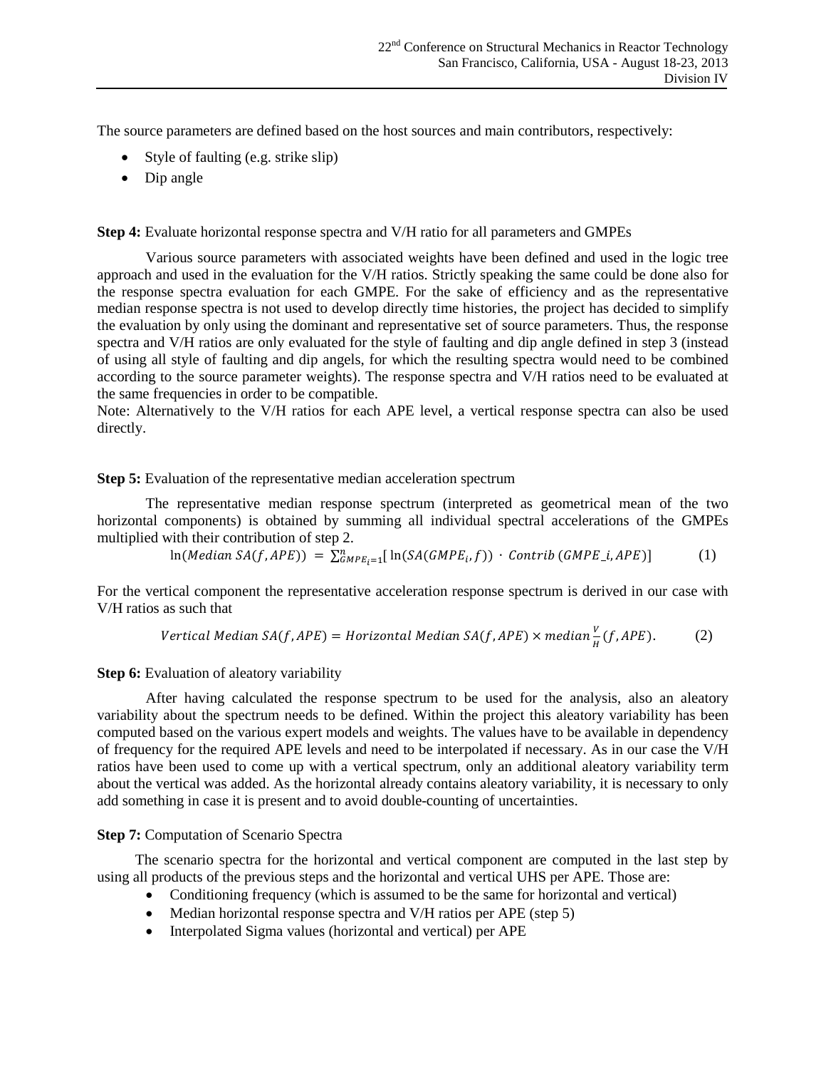The source parameters are defined based on the host sources and main contributors, respectively:

- Style of faulting (e.g. strike slip)
- Dip angle

**Step 4:** Evaluate horizontal response spectra and V/H ratio for all parameters and GMPEs

Various source parameters with associated weights have been defined and used in the logic tree approach and used in the evaluation for the V/H ratios. Strictly speaking the same could be done also for the response spectra evaluation for each GMPE. For the sake of efficiency and as the representative median response spectra is not used to develop directly time histories, the project has decided to simplify the evaluation by only using the dominant and representative set of source parameters. Thus, the response spectra and V/H ratios are only evaluated for the style of faulting and dip angle defined in step 3 (instead of using all style of faulting and dip angels, for which the resulting spectra would need to be combined according to the source parameter weights). The response spectra and V/H ratios need to be evaluated at the same frequencies in order to be compatible.
Note: Alternatively to the V/H ratios for each APE level, a vertical response spectra can also be used directly.

**Step 5:** Evaluation of the representative median acceleration spectrum

The representative median response spectrum (interpreted as geometrical mean of the two horizontal components) is obtained by summing all individual spectral accelerations of the GMPEs multiplied with their contribution of step 2.

$$\ln(Median\ SA(f, APE)) = \sum_{GMPE_i=1}^{n} [\ln(SA(GMPE_i, f)) \cdot Contrib\ (GMPE\_i, APE)] \qquad (1)$$

For the vertical component the representative acceleration response spectrum is derived in our case with V/H ratios as such that

$$Vertical\ Median\ SA(f, APE) = Horizontal\ Median\ SA(f, APE) \times median\frac{V}{H}(f, APE). \qquad (2)$$

**Step 6:** Evaluation of aleatory variability

After having calculated the response spectrum to be used for the analysis, also an aleatory variability about the spectrum needs to be defined. Within the project this aleatory variability has been computed based on the various expert models and weights. The values have to be available in dependency of frequency for the required APE levels and need to be interpolated if necessary. As in our case the V/H ratios have been used to come up with a vertical spectrum, only an additional aleatory variability term about the vertical was added. As the horizontal already contains aleatory variability, it is necessary to only add something in case it is present and to avoid double-counting of uncertainties.

**Step 7:** Computation of Scenario Spectra

The scenario spectra for the horizontal and vertical component are computed in the last step by using all products of the previous steps and the horizontal and vertical UHS per APE. Those are:

- Conditioning frequency (which is assumed to be the same for horizontal and vertical)
- Median horizontal response spectra and V/H ratios per APE (step 5)
- Interpolated Sigma values (horizontal and vertical) per APE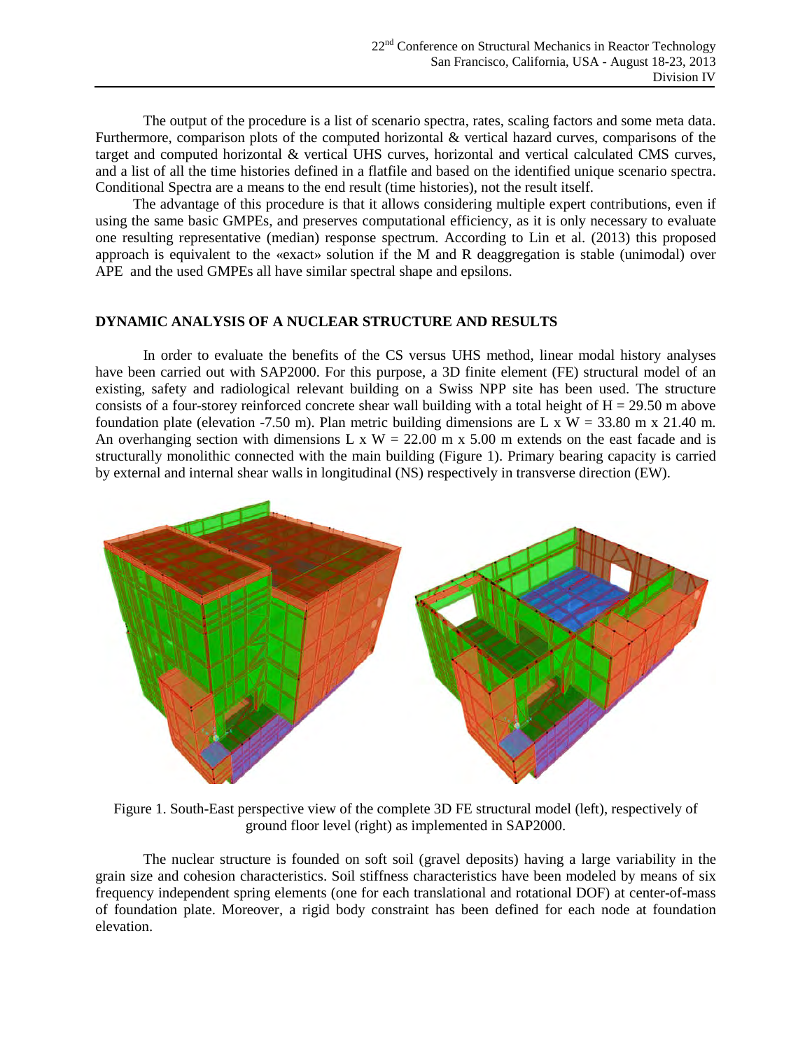The output of the procedure is a list of scenario spectra, rates, scaling factors and some meta data. Furthermore, comparison plots of the computed horizontal & vertical hazard curves, comparisons of the target and computed horizontal & vertical UHS curves, horizontal and vertical calculated CMS curves, and a list of all the time histories defined in a flatfile and based on the identified unique scenario spectra. Conditional Spectra are a means to the end result (time histories), not the result itself.

The advantage of this procedure is that it allows considering multiple expert contributions, even if using the same basic GMPEs, and preserves computational efficiency, as it is only necessary to evaluate one resulting representative (median) response spectrum. According to Lin et al. (2013) this proposed approach is equivalent to the «exact» solution if the M and R deaggregation is stable (unimodal) over APE and the used GMPEs all have similar spectral shape and epsilons.

## DYNAMIC ANALYSIS OF A NUCLEAR STRUCTURE AND RESULTS

In order to evaluate the benefits of the CS versus UHS method, linear modal history analyses have been carried out with SAP2000. For this purpose, a 3D finite element (FE) structural model of an existing, safety and radiological relevant building on a Swiss NPP site has been used. The structure consists of a four-storey reinforced concrete shear wall building with a total height of H = 29.50 m above foundation plate (elevation -7.50 m). Plan metric building dimensions are L x W = 33.80 m x 21.40 m. An overhanging section with dimensions L x W = 22.00 m x 5.00 m extends on the east facade and is structurally monolithic connected with the main building (Figure 1). Primary bearing capacity is carried by external and internal shear walls in longitudinal (NS) respectively in transverse direction (EW).

Figure 1. South-East perspective view of the complete 3D FE structural model (left), respectively of ground floor level (right) as implemented in SAP2000.

The nuclear structure is founded on soft soil (gravel deposits) having a large variability in the grain size and cohesion characteristics. Soil stiffness characteristics have been modeled by means of six frequency independent spring elements (one for each translational and rotational DOF) at center-of-mass of foundation plate. Moreover, a rigid body constraint has been defined for each node at foundation elevation.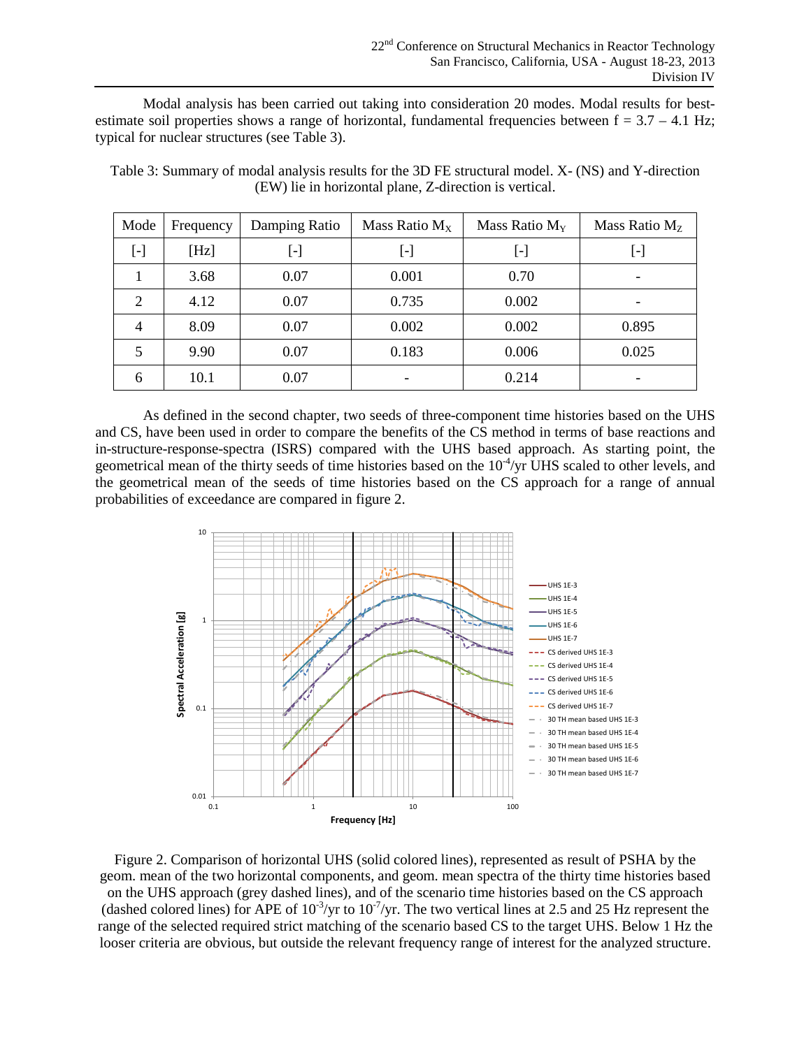Modal analysis has been carried out taking into consideration 20 modes. Modal results for best-estimate soil properties shows a range of horizontal, fundamental frequencies between f = 3.7 – 4.1 Hz; typical for nuclear structures (see Table 3).

Table 3: Summary of modal analysis results for the 3D FE structural model. X- (NS) and Y-direction (EW) lie in horizontal plane, Z-direction is vertical.

| Mode | Frequency | Damping Ratio | Mass Ratio $M_X$ | Mass Ratio $M_Y$ | Mass Ratio $M_Z$ |
|---|---|---|---|---|---|
| [-] | [Hz] | [-] | [-] | [-] | [-] |
| 1 | 3.68 | 0.07 | 0.001 | 0.70 | - |
| 2 | 4.12 | 0.07 | 0.735 | 0.002 | - |
| 4 | 8.09 | 0.07 | 0.002 | 0.002 | 0.895 |
| 5 | 9.90 | 0.07 | 0.183 | 0.006 | 0.025 |
| 6 | 10.1 | 0.07 | - | 0.214 | - |

As defined in the second chapter, two seeds of three-component time histories based on the UHS and CS, have been used in order to compare the benefits of the CS method in terms of base reactions and in-structure-response-spectra (ISRS) compared with the UHS based approach. As starting point, the geometrical mean of the thirty seeds of time histories based on the $10^{-4}$/yr UHS scaled to other levels, and the geometrical mean of the seeds of time histories based on the CS approach for a range of annual probabilities of exceedance are compared in figure 2.

Figure 2. Comparison of horizontal UHS (solid colored lines), represented as result of PSHA by the geom. mean of the two horizontal components, and geom. mean spectra of the thirty time histories based on the UHS approach (grey dashed lines), and of the scenario time histories based on the CS approach (dashed colored lines) for APE of $10^{-3}$/yr to $10^{-7}$/yr. The two vertical lines at 2.5 and 25 Hz represent the range of the selected required strict matching of the scenario based CS to the target UHS. Below 1 Hz the looser criteria are obvious, but outside the relevant frequency range of interest for the analyzed structure.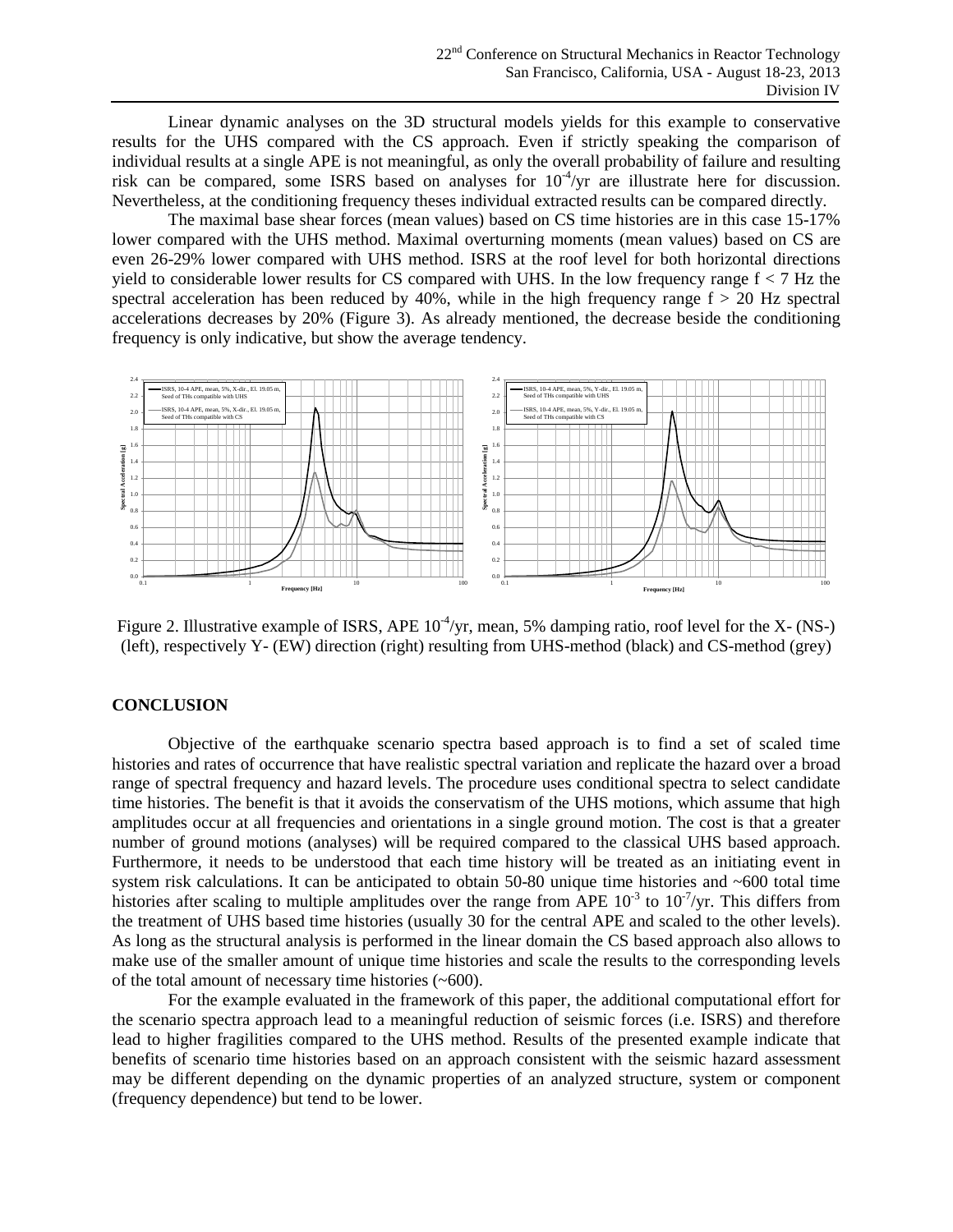Linear dynamic analyses on the 3D structural models yields for this example to conservative results for the UHS compared with the CS approach. Even if strictly speaking the comparison of individual results at a single APE is not meaningful, as only the overall probability of failure and resulting risk can be compared, some ISRS based on analyses for $10^{-4}$/yr are illustrate here for discussion. Nevertheless, at the conditioning frequency theses individual extracted results can be compared directly.

The maximal base shear forces (mean values) based on CS time histories are in this case 15-17% lower compared with the UHS method. Maximal overturning moments (mean values) based on CS are even 26-29% lower compared with UHS method. ISRS at the roof level for both horizontal directions yield to considerable lower results for CS compared with UHS. In the low frequency range $f < 7$ Hz the spectral acceleration has been reduced by 40%, while in the high frequency range $f > 20$ Hz spectral accelerations decreases by 20% (Figure 3). As already mentioned, the decrease beside the conditioning frequency is only indicative, but show the average tendency.

Figure 2. Illustrative example of ISRS, APE $10^{-4}$/yr, mean, 5% damping ratio, roof level for the X- (NS-) (left), respectively Y- (EW) direction (right) resulting from UHS-method (black) and CS-method (grey)

## CONCLUSION

Objective of the earthquake scenario spectra based approach is to find a set of scaled time histories and rates of occurrence that have realistic spectral variation and replicate the hazard over a broad range of spectral frequency and hazard levels. The procedure uses conditional spectra to select candidate time histories. The benefit is that it avoids the conservatism of the UHS motions, which assume that high amplitudes occur at all frequencies and orientations in a single ground motion. The cost is that a greater number of ground motions (analyses) will be required compared to the classical UHS based approach. Furthermore, it needs to be understood that each time history will be treated as an initiating event in system risk calculations. It can be anticipated to obtain 50-80 unique time histories and ~600 total time histories after scaling to multiple amplitudes over the range from APE $10^{-3}$ to $10^{-7}$/yr. This differs from the treatment of UHS based time histories (usually 30 for the central APE and scaled to the other levels). As long as the structural analysis is performed in the linear domain the CS based approach also allows to make use of the smaller amount of unique time histories and scale the results to the corresponding levels of the total amount of necessary time histories (~600).

For the example evaluated in the framework of this paper, the additional computational effort for the scenario spectra approach lead to a meaningful reduction of seismic forces (i.e. ISRS) and therefore lead to higher fragilities compared to the UHS method. Results of the presented example indicate that benefits of scenario time histories based on an approach consistent with the seismic hazard assessment may be different depending on the dynamic properties of an analyzed structure, system or component (frequency dependence) but tend to be lower.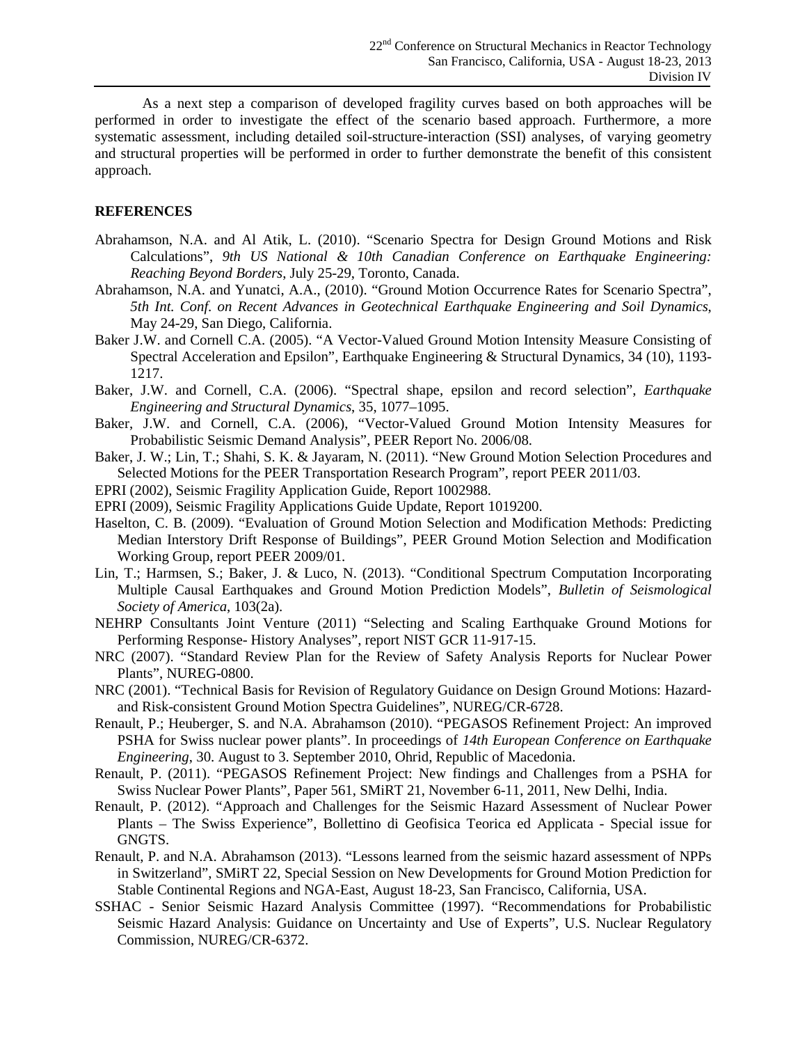As a next step a comparison of developed fragility curves based on both approaches will be performed in order to investigate the effect of the scenario based approach. Furthermore, a more systematic assessment, including detailed soil-structure-interaction (SSI) analyses, of varying geometry and structural properties will be performed in order to further demonstrate the benefit of this consistent approach.

## REFERENCES

Abrahamson, N.A. and Al Atik, L. (2010). "Scenario Spectra for Design Ground Motions and Risk Calculations", *9th US National & 10th Canadian Conference on Earthquake Engineering: Reaching Beyond Borders*, July 25-29, Toronto, Canada.

Abrahamson, N.A. and Yunatci, A.A., (2010). "Ground Motion Occurrence Rates for Scenario Spectra", *5th Int. Conf. on Recent Advances in Geotechnical Earthquake Engineering and Soil Dynamics*, May 24-29, San Diego, California.

Baker J.W. and Cornell C.A. (2005). "A Vector-Valued Ground Motion Intensity Measure Consisting of Spectral Acceleration and Epsilon", Earthquake Engineering & Structural Dynamics, 34 (10), 1193-1217.

Baker, J.W. and Cornell, C.A. (2006). "Spectral shape, epsilon and record selection", *Earthquake Engineering and Structural Dynamics*, 35, 1077–1095.

Baker, J.W. and Cornell, C.A. (2006), "Vector-Valued Ground Motion Intensity Measures for Probabilistic Seismic Demand Analysis", PEER Report No. 2006/08.

Baker, J. W.; Lin, T.; Shahi, S. K. & Jayaram, N. (2011). "New Ground Motion Selection Procedures and Selected Motions for the PEER Transportation Research Program", report PEER 2011/03.

EPRI (2002), Seismic Fragility Application Guide, Report 1002988.

EPRI (2009), Seismic Fragility Applications Guide Update, Report 1019200.

Haselton, C. B. (2009). "Evaluation of Ground Motion Selection and Modification Methods: Predicting Median Interstory Drift Response of Buildings", PEER Ground Motion Selection and Modification Working Group, report PEER 2009/01.

Lin, T.; Harmsen, S.; Baker, J. & Luco, N. (2013). "Conditional Spectrum Computation Incorporating Multiple Causal Earthquakes and Ground Motion Prediction Models", *Bulletin of Seismological Society of America*, 103(2a).

NEHRP Consultants Joint Venture (2011) "Selecting and Scaling Earthquake Ground Motions for Performing Response- History Analyses", report NIST GCR 11-917-15.

NRC (2007). "Standard Review Plan for the Review of Safety Analysis Reports for Nuclear Power Plants", NUREG-0800.

NRC (2001). "Technical Basis for Revision of Regulatory Guidance on Design Ground Motions: Hazard- and Risk-consistent Ground Motion Spectra Guidelines", NUREG/CR-6728.

Renault, P.; Heuberger, S. and N.A. Abrahamson (2010). "PEGASOS Refinement Project: An improved PSHA for Swiss nuclear power plants". In proceedings of *14th European Conference on Earthquake Engineering*, 30. August to 3. September 2010, Ohrid, Republic of Macedonia.

Renault, P. (2011). "PEGASOS Refinement Project: New findings and Challenges from a PSHA for Swiss Nuclear Power Plants", Paper 561, SMiRT 21, November 6-11, 2011, New Delhi, India.

Renault, P. (2012). "Approach and Challenges for the Seismic Hazard Assessment of Nuclear Power Plants – The Swiss Experience", Bollettino di Geofisica Teorica ed Applicata - Special issue for GNGTS.

Renault, P. and N.A. Abrahamson (2013). "Lessons learned from the seismic hazard assessment of NPPs in Switzerland", SMiRT 22, Special Session on New Developments for Ground Motion Prediction for Stable Continental Regions and NGA-East, August 18-23, San Francisco, California, USA.

SSHAC - Senior Seismic Hazard Analysis Committee (1997). "Recommendations for Probabilistic Seismic Hazard Analysis: Guidance on Uncertainty and Use of Experts", U.S. Nuclear Regulatory Commission, NUREG/CR-6372.